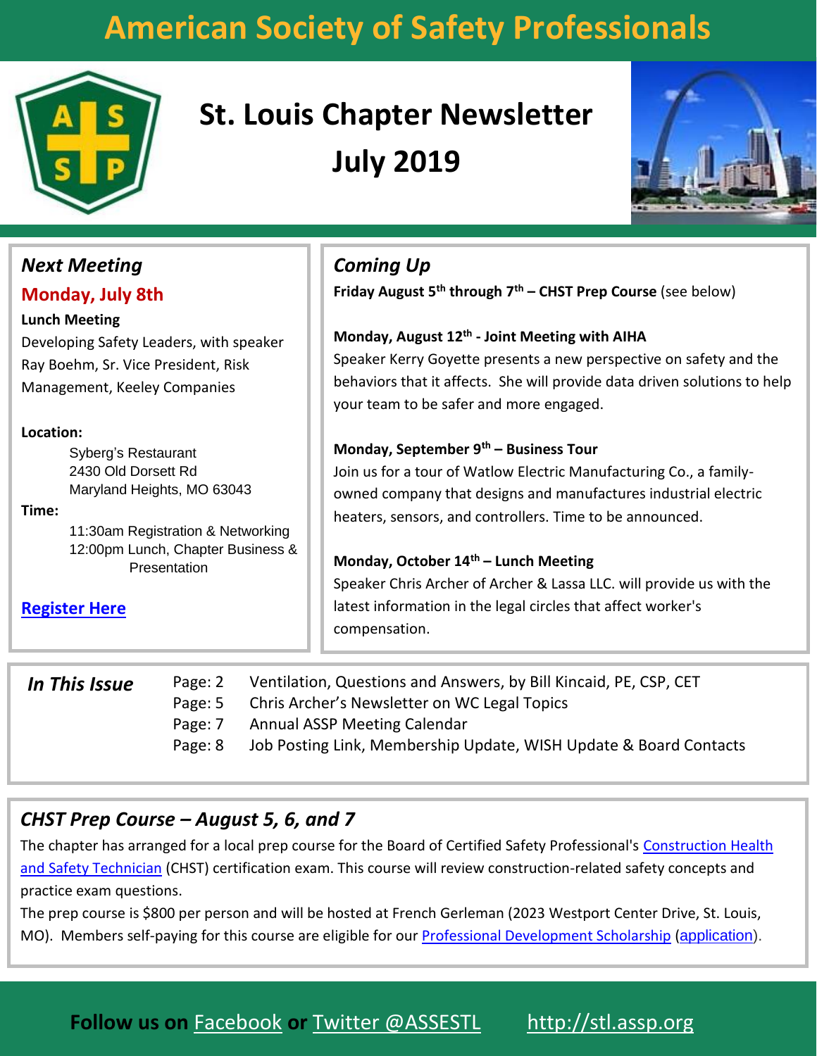# American Society of Safety Professionals

## St. Louis Chapter Newsletter
## July 2019

### *Next Meeting*

**Monday, July 8th**

**Lunch Meeting**

Developing Safety Leaders, with speaker Ray Boehm, Sr. Vice President, Risk Management, Keeley Companies

**Location:**

Syberg's Restaurant
2430 Old Dorsett Rd
Maryland Heights, MO 63043

**Time:**

11:30am Registration & Networking
12:00pm Lunch, Chapter Business & Presentation

[Register Here]

### *Coming Up*

**Friday August 5th through 7th – CHST Prep Course** (see below)

**Monday, August 12th - Joint Meeting with AIHA**
Speaker Kerry Goyette presents a new perspective on safety and the behaviors that it affects. She will provide data driven solutions to help your team to be safer and more engaged.

**Monday, September 9th – Business Tour**
Join us for a tour of Watlow Electric Manufacturing Co., a family-owned company that designs and manufactures industrial electric heaters, sensors, and controllers. Time to be announced.

**Monday, October 14th – Lunch Meeting**
Speaker Chris Archer of Archer & Lassa LLC. will provide us with the latest information in the legal circles that affect worker's compensation.

### *In This Issue*

| | |
|---|---|
| Page: 2 | Ventilation, Questions and Answers, by Bill Kincaid, PE, CSP, CET |
| Page: 5 | Chris Archer's Newsletter on WC Legal Topics |
| Page: 7 | Annual ASSP Meeting Calendar |
| Page: 8 | Job Posting Link, Membership Update, WISH Update & Board Contacts |

### *CHST Prep Course – August 5, 6, and 7*

The chapter has arranged for a local prep course for the Board of Certified Safety Professional's Construction Health and Safety Technician (CHST) certification exam. This course will review construction-related safety concepts and practice exam questions.

The prep course is $800 per person and will be hosted at French Gerleman (2023 Westport Center Drive, St. Louis, MO). Members self-paying for this course are eligible for our Professional Development Scholarship (application).

**Follow us on** Facebook **or** Twitter @ASSESTL    http://stl.assp.org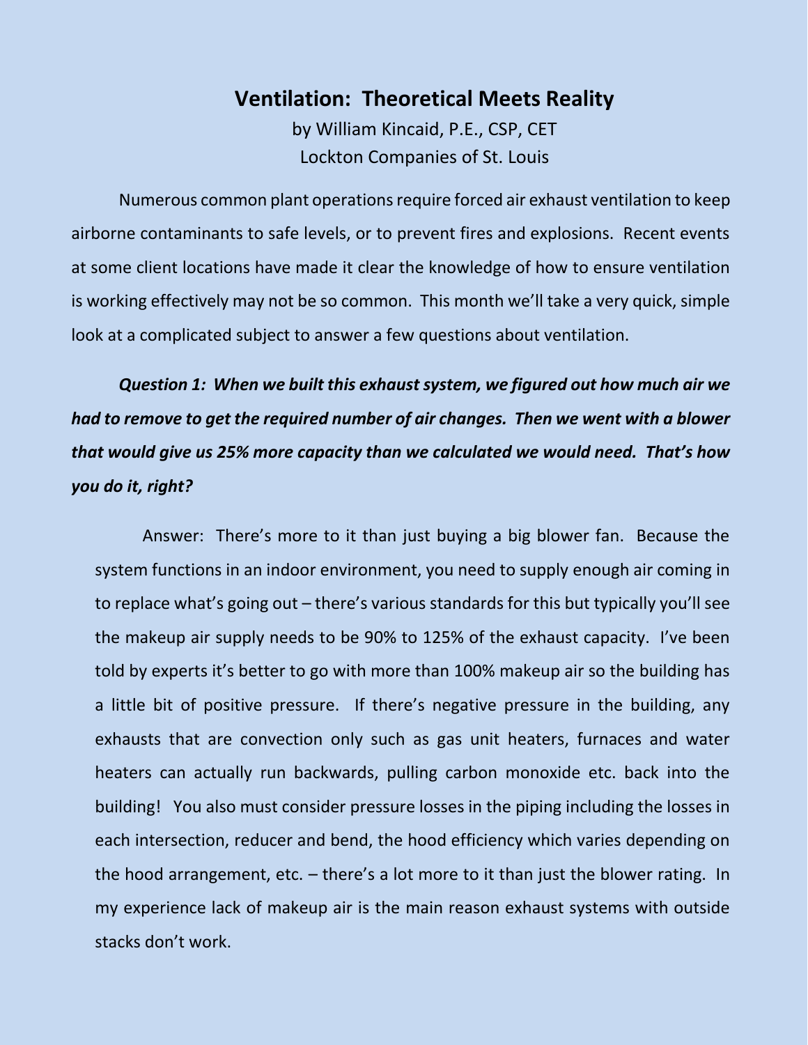# Ventilation: Theoretical Meets Reality

by William Kincaid, P.E., CSP, CET
Lockton Companies of St. Louis

Numerous common plant operations require forced air exhaust ventilation to keep airborne contaminants to safe levels, or to prevent fires and explosions. Recent events at some client locations have made it clear the knowledge of how to ensure ventilation is working effectively may not be so common. This month we'll take a very quick, simple look at a complicated subject to answer a few questions about ventilation.

***Question 1: When we built this exhaust system, we figured out how much air we had to remove to get the required number of air changes. Then we went with a blower that would give us 25% more capacity than we calculated we would need. That's how you do it, right?***

Answer: There's more to it than just buying a big blower fan. Because the system functions in an indoor environment, you need to supply enough air coming in to replace what's going out – there's various standards for this but typically you'll see the makeup air supply needs to be 90% to 125% of the exhaust capacity. I've been told by experts it's better to go with more than 100% makeup air so the building has a little bit of positive pressure. If there's negative pressure in the building, any exhausts that are convection only such as gas unit heaters, furnaces and water heaters can actually run backwards, pulling carbon monoxide etc. back into the building! You also must consider pressure losses in the piping including the losses in each intersection, reducer and bend, the hood efficiency which varies depending on the hood arrangement, etc. – there's a lot more to it than just the blower rating. In my experience lack of makeup air is the main reason exhaust systems with outside stacks don't work.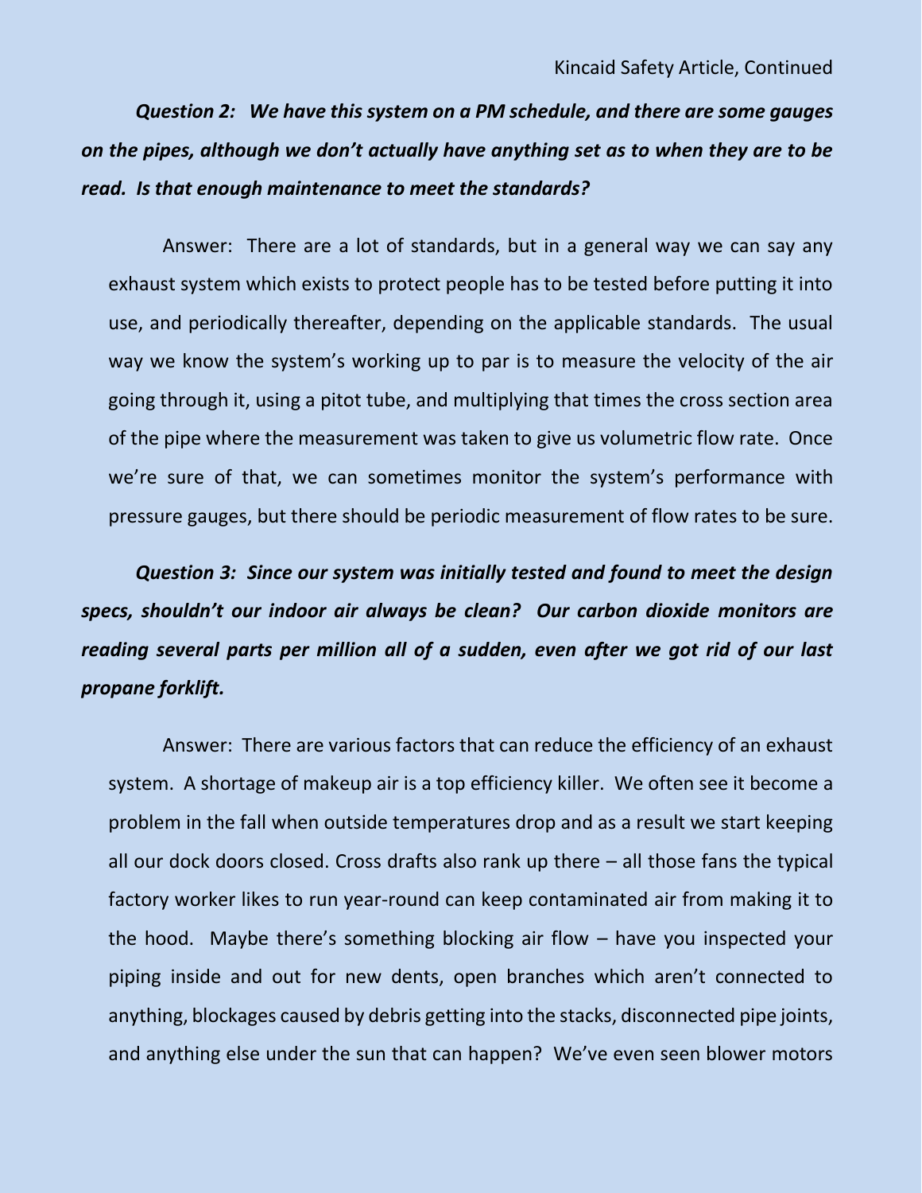***Question 2: We have this system on a PM schedule, and there are some gauges on the pipes, although we don't actually have anything set as to when they are to be read. Is that enough maintenance to meet the standards?***

Answer: There are a lot of standards, but in a general way we can say any exhaust system which exists to protect people has to be tested before putting it into use, and periodically thereafter, depending on the applicable standards. The usual way we know the system's working up to par is to measure the velocity of the air going through it, using a pitot tube, and multiplying that times the cross section area of the pipe where the measurement was taken to give us volumetric flow rate. Once we're sure of that, we can sometimes monitor the system's performance with pressure gauges, but there should be periodic measurement of flow rates to be sure.

***Question 3: Since our system was initially tested and found to meet the design specs, shouldn't our indoor air always be clean? Our carbon dioxide monitors are reading several parts per million all of a sudden, even after we got rid of our last propane forklift.***

Answer: There are various factors that can reduce the efficiency of an exhaust system. A shortage of makeup air is a top efficiency killer. We often see it become a problem in the fall when outside temperatures drop and as a result we start keeping all our dock doors closed. Cross drafts also rank up there – all those fans the typical factory worker likes to run year-round can keep contaminated air from making it to the hood. Maybe there's something blocking air flow – have you inspected your piping inside and out for new dents, open branches which aren't connected to anything, blockages caused by debris getting into the stacks, disconnected pipe joints, and anything else under the sun that can happen? We've even seen blower motors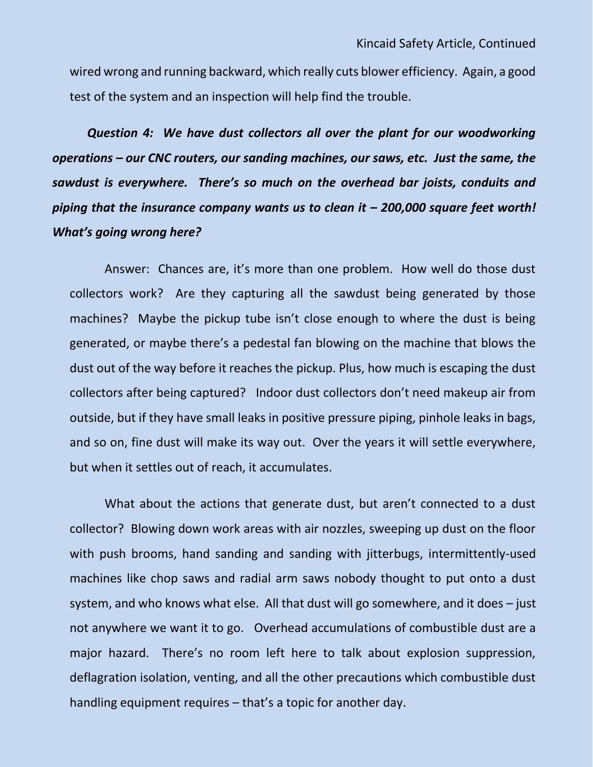wired wrong and running backward, which really cuts blower efficiency. Again, a good test of the system and an inspection will help find the trouble.

***Question 4: We have dust collectors all over the plant for our woodworking operations – our CNC routers, our sanding machines, our saws, etc. Just the same, the sawdust is everywhere. There's so much on the overhead bar joists, conduits and piping that the insurance company wants us to clean it – 200,000 square feet worth! What's going wrong here?***

Answer: Chances are, it's more than one problem. How well do those dust collectors work? Are they capturing all the sawdust being generated by those machines? Maybe the pickup tube isn't close enough to where the dust is being generated, or maybe there's a pedestal fan blowing on the machine that blows the dust out of the way before it reaches the pickup. Plus, how much is escaping the dust collectors after being captured? Indoor dust collectors don't need makeup air from outside, but if they have small leaks in positive pressure piping, pinhole leaks in bags, and so on, fine dust will make its way out. Over the years it will settle everywhere, but when it settles out of reach, it accumulates.

What about the actions that generate dust, but aren't connected to a dust collector? Blowing down work areas with air nozzles, sweeping up dust on the floor with push brooms, hand sanding and sanding with jitterbugs, intermittently-used machines like chop saws and radial arm saws nobody thought to put onto a dust system, and who knows what else. All that dust will go somewhere, and it does – just not anywhere we want it to go. Overhead accumulations of combustible dust are a major hazard. There's no room left here to talk about explosion suppression, deflagration isolation, venting, and all the other precautions which combustible dust handling equipment requires – that's a topic for another day.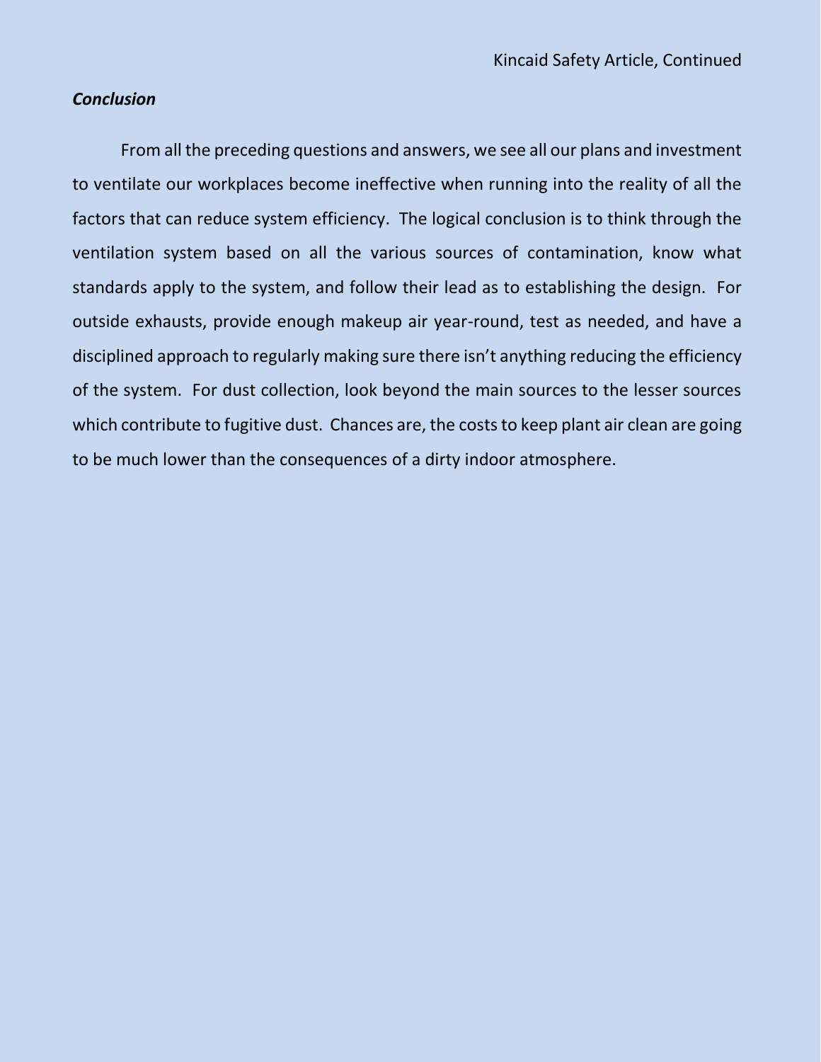***Conclusion***

From all the preceding questions and answers, we see all our plans and investment to ventilate our workplaces become ineffective when running into the reality of all the factors that can reduce system efficiency. The logical conclusion is to think through the ventilation system based on all the various sources of contamination, know what standards apply to the system, and follow their lead as to establishing the design. For outside exhausts, provide enough makeup air year-round, test as needed, and have a disciplined approach to regularly making sure there isn't anything reducing the efficiency of the system. For dust collection, look beyond the main sources to the lesser sources which contribute to fugitive dust. Chances are, the costs to keep plant air clean are going to be much lower than the consequences of a dirty indoor atmosphere.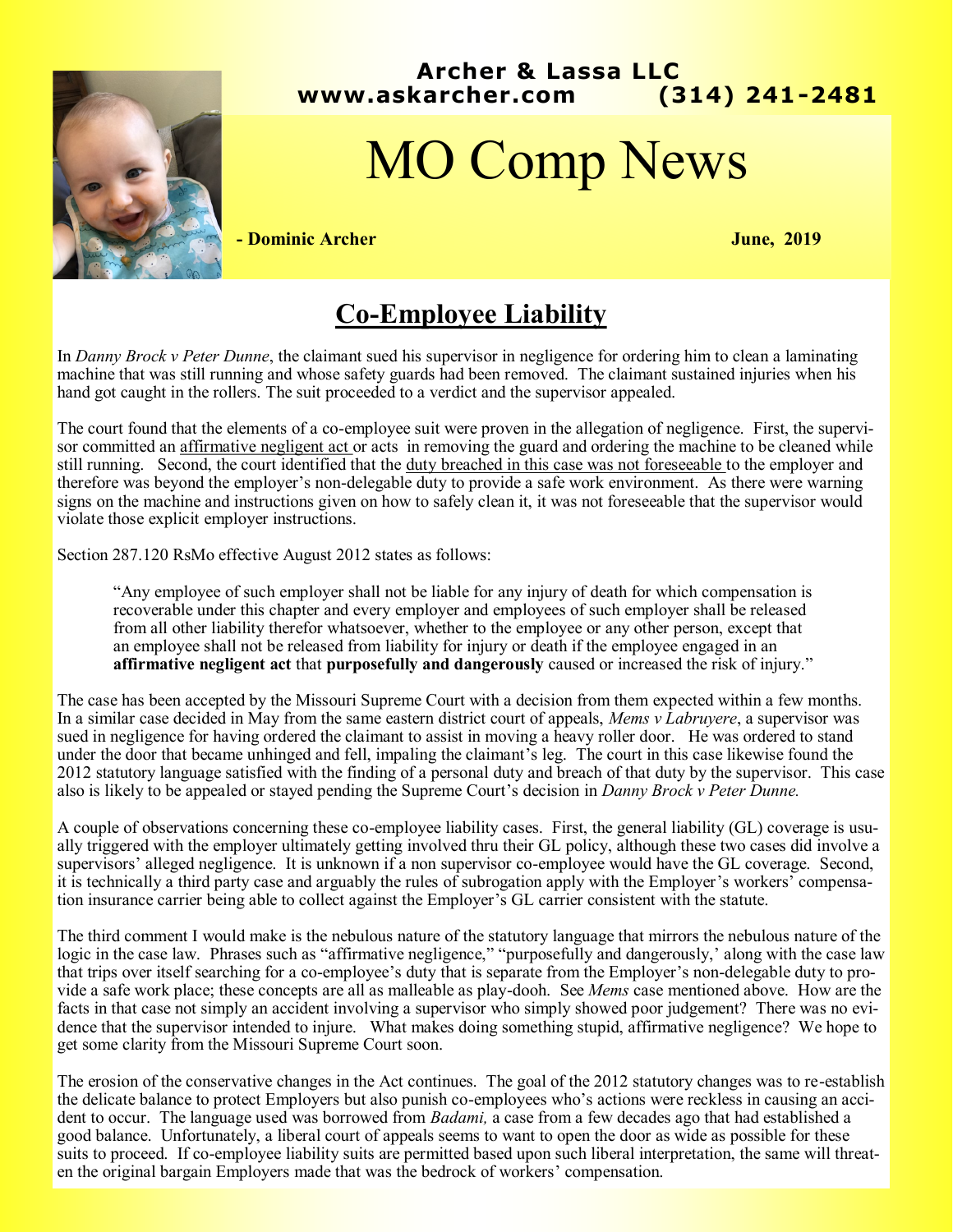**Archer & Lassa LLC**
**www.askarcher.com (314) 241-2481**

# MO Comp News

**- Dominic Archer** **June, 2019**

## Co-Employee Liability

In *Danny Brock v Peter Dunne*, the claimant sued his supervisor in negligence for ordering him to clean a laminating machine that was still running and whose safety guards had been removed. The claimant sustained injuries when his hand got caught in the rollers. The suit proceeded to a verdict and the supervisor appealed.

The court found that the elements of a co-employee suit were proven in the allegation of negligence. First, the supervisor committed an affirmative negligent act or acts in removing the guard and ordering the machine to be cleaned while still running. Second, the court identified that the duty breached in this case was not foreseeable to the employer and therefore was beyond the employer's non-delegable duty to provide a safe work environment. As there were warning signs on the machine and instructions given on how to safely clean it, it was not foreseeable that the supervisor would violate those explicit employer instructions.

Section 287.120 RsMo effective August 2012 states as follows:

> "Any employee of such employer shall not be liable for any injury of death for which compensation is recoverable under this chapter and every employer and employees of such employer shall be released from all other liability therefor whatsoever, whether to the employee or any other person, except that an employee shall not be released from liability for injury or death if the employee engaged in an **affirmative negligent act** that **purposefully and dangerously** caused or increased the risk of injury."

The case has been accepted by the Missouri Supreme Court with a decision from them expected within a few months. In a similar case decided in May from the same eastern district court of appeals, *Mems v Labruyere*, a supervisor was sued in negligence for having ordered the claimant to assist in moving a heavy roller door. He was ordered to stand under the door that became unhinged and fell, impaling the claimant's leg. The court in this case likewise found the 2012 statutory language satisfied with the finding of a personal duty and breach of that duty by the supervisor. This case also is likely to be appealed or stayed pending the Supreme Court's decision in *Danny Brock v Peter Dunne.*

A couple of observations concerning these co-employee liability cases. First, the general liability (GL) coverage is usually triggered with the employer ultimately getting involved thru their GL policy, although these two cases did involve a supervisors' alleged negligence. It is unknown if a non supervisor co-employee would have the GL coverage. Second, it is technically a third party case and arguably the rules of subrogation apply with the Employer's workers' compensation insurance carrier being able to collect against the Employer's GL carrier consistent with the statute.

The third comment I would make is the nebulous nature of the statutory language that mirrors the nebulous nature of the logic in the case law. Phrases such as "affirmative negligence," "purposefully and dangerously,' along with the case law that trips over itself searching for a co-employee's duty that is separate from the Employer's non-delegable duty to provide a safe work place; these concepts are all as malleable as play-dooh. See *Mems* case mentioned above. How are the facts in that case not simply an accident involving a supervisor who simply showed poor judgement? There was no evidence that the supervisor intended to injure. What makes doing something stupid, affirmative negligence? We hope to get some clarity from the Missouri Supreme Court soon.

The erosion of the conservative changes in the Act continues. The goal of the 2012 statutory changes was to re-establish the delicate balance to protect Employers but also punish co-employees who's actions were reckless in causing an accident to occur. The language used was borrowed from *Badami,* a case from a few decades ago that had established a good balance. Unfortunately, a liberal court of appeals seems to want to open the door as wide as possible for these suits to proceed. If co-employee liability suits are permitted based upon such liberal interpretation, the same will threaten the original bargain Employers made that was the bedrock of workers' compensation.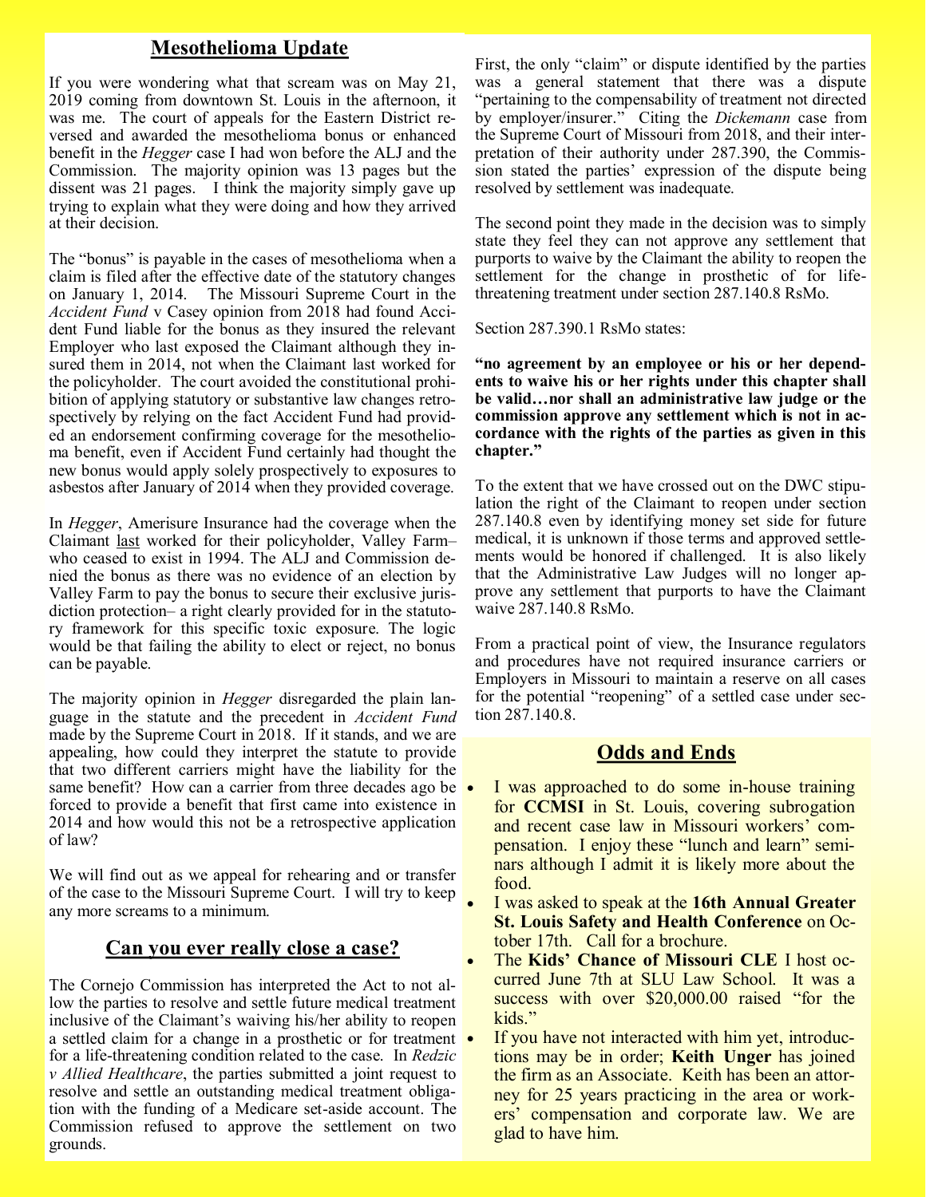## Mesothelioma Update

If you were wondering what that scream was on May 21, 2019 coming from downtown St. Louis in the afternoon, it was me. The court of appeals for the Eastern District reversed and awarded the mesothelioma bonus or enhanced benefit in the *Hegger* case I had won before the ALJ and the Commission. The majority opinion was 13 pages but the dissent was 21 pages. I think the majority simply gave up trying to explain what they were doing and how they arrived at their decision.

The "bonus" is payable in the cases of mesothelioma when a claim is filed after the effective date of the statutory changes on January 1, 2014. The Missouri Supreme Court in the *Accident Fund* v Casey opinion from 2018 had found Accident Fund liable for the bonus as they insured the relevant Employer who last exposed the Claimant although they insured them in 2014, not when the Claimant last worked for the policyholder. The court avoided the constitutional prohibition of applying statutory or substantive law changes retrospectively by relying on the fact Accident Fund had provided an endorsement confirming coverage for the mesothelioma benefit, even if Accident Fund certainly had thought the new bonus would apply solely prospectively to exposures to asbestos after January of 2014 when they provided coverage.

In *Hegger*, Amerisure Insurance had the coverage when the Claimant last worked for their policyholder, Valley Farm– who ceased to exist in 1994. The ALJ and Commission denied the bonus as there was no evidence of an election by Valley Farm to pay the bonus to secure their exclusive jurisdiction protection– a right clearly provided for in the statutory framework for this specific toxic exposure. The logic would be that failing the ability to elect or reject, no bonus can be payable.

The majority opinion in *Hegger* disregarded the plain language in the statute and the precedent in *Accident Fund* made by the Supreme Court in 2018. If it stands, and we are appealing, how could they interpret the statute to provide that two different carriers might have the liability for the same benefit? How can a carrier from three decades ago be forced to provide a benefit that first came into existence in 2014 and how would this not be a retrospective application of law?

We will find out as we appeal for rehearing and or transfer of the case to the Missouri Supreme Court. I will try to keep any more screams to a minimum.

## Can you ever really close a case?

The Cornejo Commission has interpreted the Act to not allow the parties to resolve and settle future medical treatment inclusive of the Claimant's waiving his/her ability to reopen a settled claim for a change in a prosthetic or for treatment for a life-threatening condition related to the case. In *Redzic v Allied Healthcare*, the parties submitted a joint request to resolve and settle an outstanding medical treatment obligation with the funding of a Medicare set-aside account. The Commission refused to approve the settlement on two grounds.

First, the only "claim" or dispute identified by the parties was a general statement that there was a dispute "pertaining to the compensability of treatment not directed by employer/insurer." Citing the *Dickemann* case from the Supreme Court of Missouri from 2018, and their interpretation of their authority under 287.390, the Commission stated the parties' expression of the dispute being resolved by settlement was inadequate.

The second point they made in the decision was to simply state they feel they can not approve any settlement that purports to waive by the Claimant the ability to reopen the settlement for the change in prosthetic of for life-threatening treatment under section 287.140.8 RsMo.

Section 287.390.1 RsMo states:

**"no agreement by an employee or his or her dependents to waive his or her rights under this chapter shall be valid…nor shall an administrative law judge or the commission approve any settlement which is not in accordance with the rights of the parties as given in this chapter."**

To the extent that we have crossed out on the DWC stipulation the right of the Claimant to reopen under section 287.140.8 even by identifying money set aside for future medical, it is unknown if those terms and approved settlements would be honored if challenged. It is also likely that the Administrative Law Judges will no longer approve any settlement that purports to have the Claimant waive 287.140.8 RsMo.

From a practical point of view, the Insurance regulators and procedures have not required insurance carriers or Employers in Missouri to maintain a reserve on all cases for the potential "reopening" of a settled case under section 287.140.8.

## Odds and Ends

- I was approached to do some in-house training for **CCMSI** in St. Louis, covering subrogation and recent case law in Missouri workers' compensation. I enjoy these "lunch and learn" seminars although I admit it is likely more about the food.
- I was asked to speak at the **16th Annual Greater St. Louis Safety and Health Conference** on October 17th. Call for a brochure.
- The **Kids' Chance of Missouri CLE** I host occurred June 7th at SLU Law School. It was a success with over $20,000.00 raised "for the kids."
- If you have not interacted with him yet, introductions may be in order; **Keith Unger** has joined the firm as an Associate. Keith has been an attorney for 25 years practicing in the area or workers' compensation and corporate law. We are glad to have him.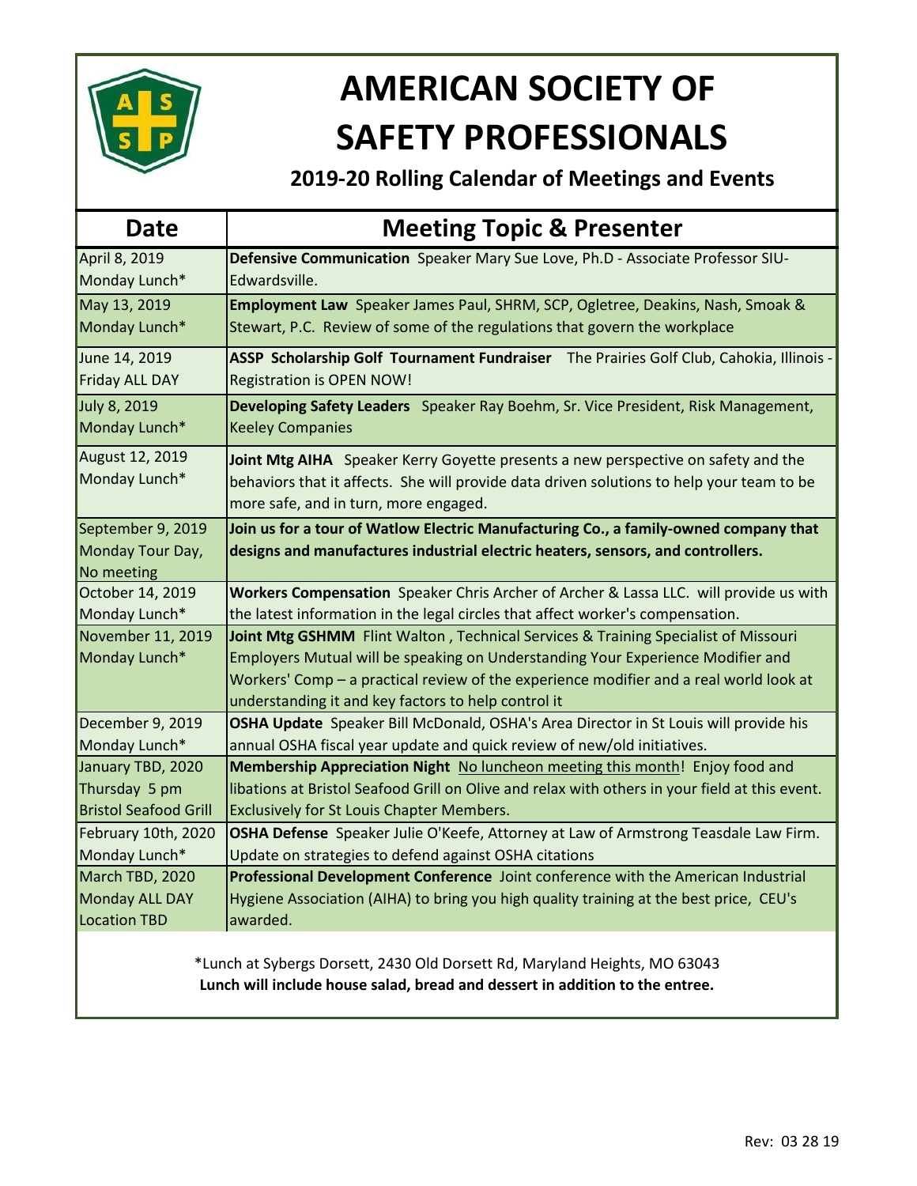# AMERICAN SOCIETY OF SAFETY PROFESSIONALS

## 2019-20 Rolling Calendar of Meetings and Events

| Date | Meeting Topic & Presenter |
|---|---|
| April 8, 2019<br>Monday Lunch* | **Defensive Communication** Speaker Mary Sue Love, Ph.D - Associate Professor SIU-Edwardsville. |
| May 13, 2019<br>Monday Lunch* | **Employment Law** Speaker James Paul, SHRM, SCP, Ogletree, Deakins, Nash, Smoak & Stewart, P.C. Review of some of the regulations that govern the workplace |
| June 14, 2019<br>Friday ALL DAY | **ASSP Scholarship Golf Tournament Fundraiser** The Prairies Golf Club, Cahokia, Illinois - Registration is OPEN NOW! |
| July 8, 2019<br>Monday Lunch* | **Developing Safety Leaders** Speaker Ray Boehm, Sr. Vice President, Risk Management, Keeley Companies |
| August 12, 2019<br>Monday Lunch* | **Joint Mtg AIHA** Speaker Kerry Goyette presents a new perspective on safety and the behaviors that it affects. She will provide data driven solutions to help your team to be more safe, and in turn, more engaged. |
| September 9, 2019<br>Monday Tour Day, No meeting | **Join us for a tour of Watlow Electric Manufacturing Co., a family-owned company that designs and manufactures industrial electric heaters, sensors, and controllers.** |
| October 14, 2019<br>Monday Lunch* | **Workers Compensation** Speaker Chris Archer of Archer & Lassa LLC. will provide us with the latest information in the legal circles that affect worker's compensation. |
| November 11, 2019<br>Monday Lunch* | **Joint Mtg GSHMM** Flint Walton , Technical Services & Training Specialist of Missouri Employers Mutual will be speaking on Understanding Your Experience Modifier and Workers' Comp – a practical review of the experience modifier and a real world look at understanding it and key factors to help control it |
| December 9, 2019<br>Monday Lunch* | **OSHA Update** Speaker Bill McDonald, OSHA's Area Director in St Louis will provide his annual OSHA fiscal year update and quick review of new/old initiatives. |
| January TBD, 2020<br>Thursday 5 pm<br>Bristol Seafood Grill | **Membership Appreciation Night** No luncheon meeting this month! Enjoy food and libations at Bristol Seafood Grill on Olive and relax with others in your field at this event. Exclusively for St Louis Chapter Members. |
| February 10th, 2020<br>Monday Lunch* | **OSHA Defense** Speaker Julie O'Keefe, Attorney at Law of Armstrong Teasdale Law Firm. Update on strategies to defend against OSHA citations |
| March TBD, 2020<br>Monday ALL DAY<br>Location TBD | **Professional Development Conference** Joint conference with the American Industrial Hygiene Association (AIHA) to bring you high quality training at the best price, CEU's awarded. |

*Lunch at Sybergs Dorsett, 2430 Old Dorsett Rd, Maryland Heights, MO 63043

**Lunch will include house salad, bread and dessert in addition to the entree.**

Rev: 03 28 19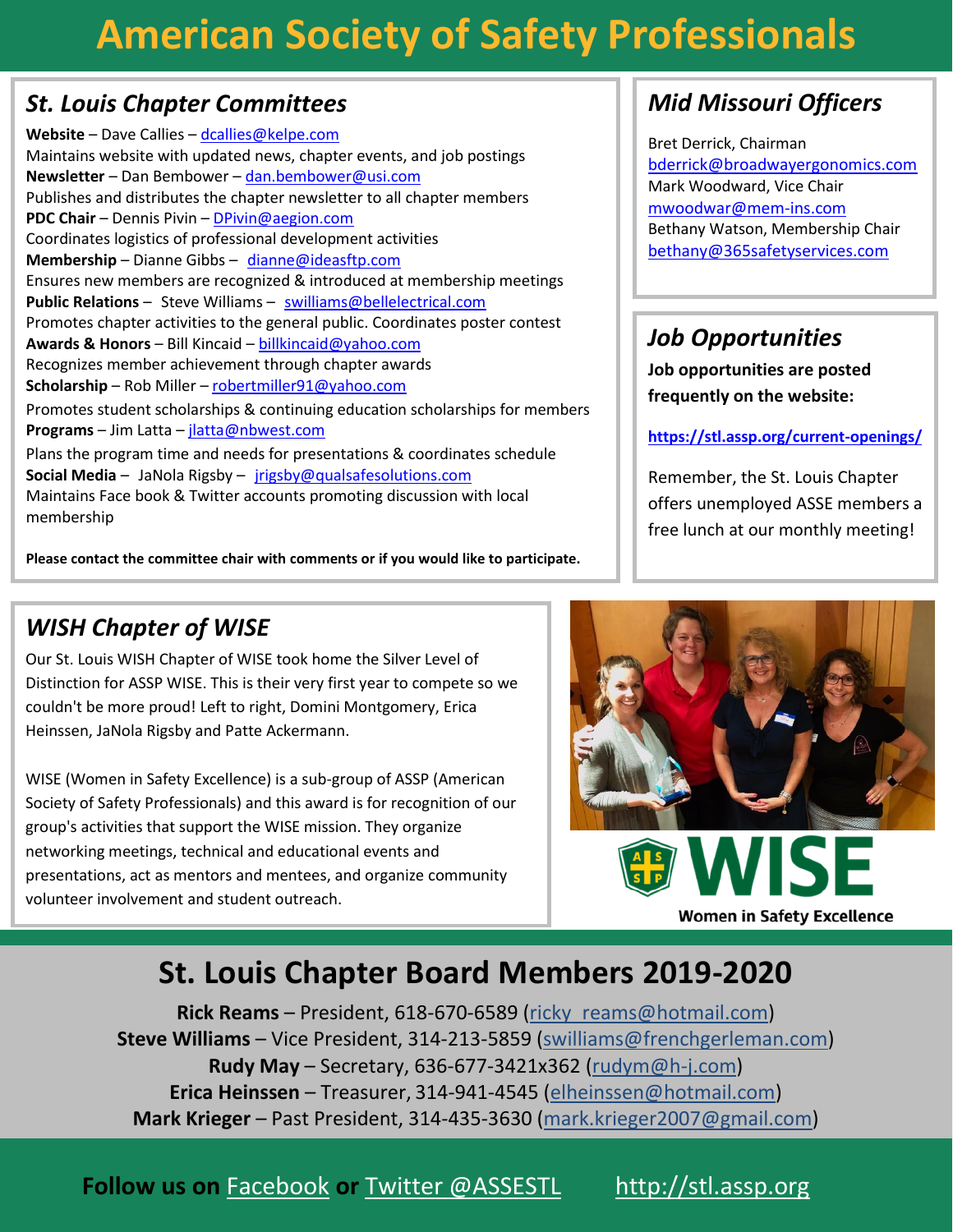# American Society of Safety Professionals

## St. Louis Chapter Committees

**Website** – Dave Callies – dcallies@kelpe.com
Maintains website with updated news, chapter events, and job postings

**Newsletter** – Dan Bembower – dan.bembower@usi.com
Publishes and distributes the chapter newsletter to all chapter members

**PDC Chair** – Dennis Pivin – DPivin@aegion.com
Coordinates logistics of professional development activities

**Membership** – Dianne Gibbs – dianne@ideasftp.com
Ensures new members are recognized & introduced at membership meetings

**Public Relations** – Steve Williams – swilliams@bellelectrical.com
Promotes chapter activities to the general public. Coordinates poster contest

**Awards & Honors** – Bill Kincaid – billkincaid@yahoo.com
Recognizes member achievement through chapter awards

**Scholarship** – Rob Miller – robertmiller91@yahoo.com
Promotes student scholarships & continuing education scholarships for members

**Programs** – Jim Latta – jlatta@nbwest.com
Plans the program time and needs for presentations & coordinates schedule

**Social Media** – JaNola Rigsby – jrigsby@qualsafesolutions.com
Maintains Face book & Twitter accounts promoting discussion with local membership

**Please contact the committee chair with comments or if you would like to participate.**

## Mid Missouri Officers

Bret Derrick, Chairman
bderrick@broadwayergonomics.com
Mark Woodward, Vice Chair
mwoodwar@mem-ins.com
Bethany Watson, Membership Chair
bethany@365safetyservices.com

## Job Opportunities

**Job opportunities are posted frequently on the website:**

**https://stl.assp.org/current-openings/**

Remember, the St. Louis Chapter offers unemployed ASSE members a free lunch at our monthly meeting!

## WISH Chapter of WISE

Our St. Louis WISH Chapter of WISE took home the Silver Level of Distinction for ASSP WISE. This is their very first year to compete so we couldn't be more proud! Left to right, Domini Montgomery, Erica Heinssen, JaNola Rigsby and Patte Ackermann.

WISE (Women in Safety Excellence) is a sub-group of ASSP (American Society of Safety Professionals) and this award is for recognition of our group's activities that support the WISE mission. They organize networking meetings, technical and educational events and presentations, act as mentors and mentees, and organize community volunteer involvement and student outreach.

WISE
Women in Safety Excellence

## St. Louis Chapter Board Members 2019-2020

**Rick Reams** – President, 618-670-6589 (ricky_reams@hotmail.com)
**Steve Williams** – Vice President, 314-213-5859 (swilliams@frenchgerleman.com)
**Rudy May** – Secretary, 636-677-3421x362 (rudym@h-j.com)
**Erica Heinssen** – Treasurer, 314-941-4545 (elheinssen@hotmail.com)
**Mark Krieger** – Past President, 314-435-3630 (mark.krieger2007@gmail.com)

**Follow us on** Facebook **or** Twitter @ASSESTL http://stl.assp.org